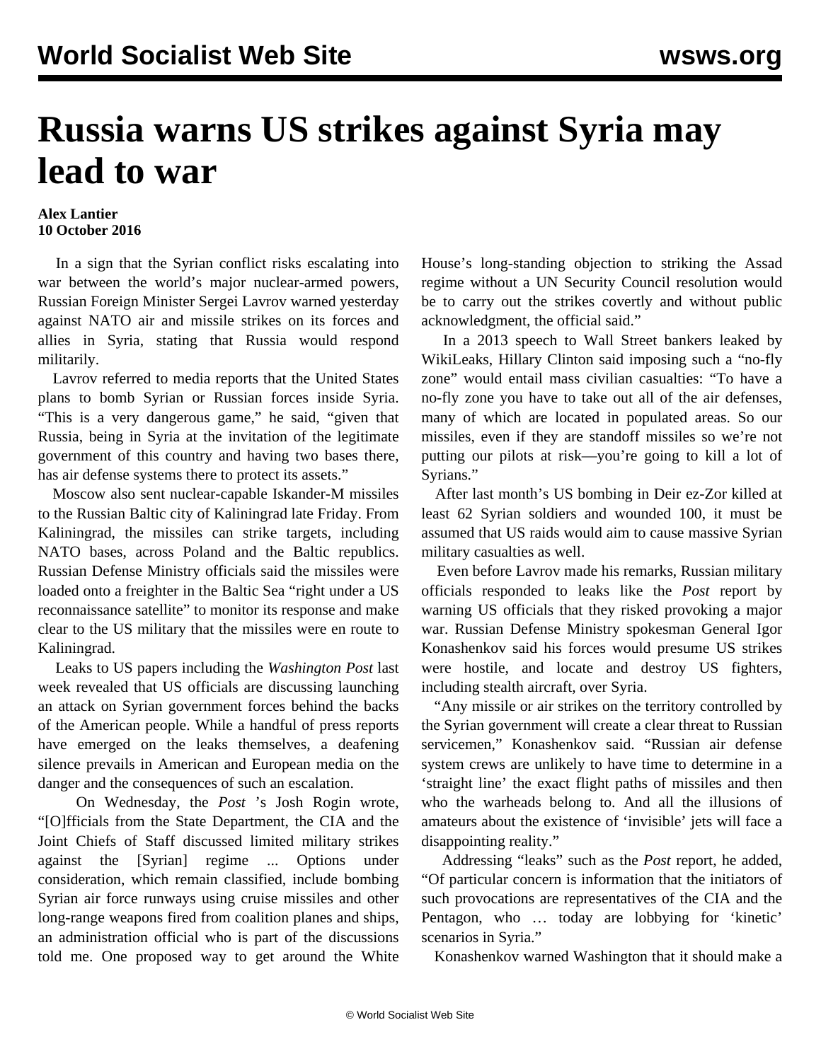# Russia warns US strikes against Syria may lead to war

**Alex Lantier**
**10 October 2016**

In a sign that the Syrian conflict risks escalating into war between the world's major nuclear-armed powers, Russian Foreign Minister Sergei Lavrov warned yesterday against NATO air and missile strikes on its forces and allies in Syria, stating that Russia would respond militarily.

Lavrov referred to media reports that the United States plans to bomb Syrian or Russian forces inside Syria. "This is a very dangerous game," he said, "given that Russia, being in Syria at the invitation of the legitimate government of this country and having two bases there, has air defense systems there to protect its assets."

Moscow also sent nuclear-capable Iskander-M missiles to the Russian Baltic city of Kaliningrad late Friday. From Kaliningrad, the missiles can strike targets, including NATO bases, across Poland and the Baltic republics. Russian Defense Ministry officials said the missiles were loaded onto a freighter in the Baltic Sea "right under a US reconnaissance satellite" to monitor its response and make clear to the US military that the missiles were en route to Kaliningrad.

Leaks to US papers including the *Washington Post* last week revealed that US officials are discussing launching an attack on Syrian government forces behind the backs of the American people. While a handful of press reports have emerged on the leaks themselves, a deafening silence prevails in American and European media on the danger and the consequences of such an escalation.

On Wednesday, the *Post* 's Josh Rogin wrote, "[O]fficials from the State Department, the CIA and the Joint Chiefs of Staff discussed limited military strikes against the [Syrian] regime ... Options under consideration, which remain classified, include bombing Syrian air force runways using cruise missiles and other long-range weapons fired from coalition planes and ships, an administration official who is part of the discussions told me. One proposed way to get around the White House's long-standing objection to striking the Assad regime without a UN Security Council resolution would be to carry out the strikes covertly and without public acknowledgment, the official said."

In a 2013 speech to Wall Street bankers leaked by WikiLeaks, Hillary Clinton said imposing such a "no-fly zone" would entail mass civilian casualties: "To have a no-fly zone you have to take out all of the air defenses, many of which are located in populated areas. So our missiles, even if they are standoff missiles so we're not putting our pilots at risk—you're going to kill a lot of Syrians."

After last month's US bombing in Deir ez-Zor killed at least 62 Syrian soldiers and wounded 100, it must be assumed that US raids would aim to cause massive Syrian military casualties as well.

Even before Lavrov made his remarks, Russian military officials responded to leaks like the *Post* report by warning US officials that they risked provoking a major war. Russian Defense Ministry spokesman General Igor Konashenkov said his forces would presume US strikes were hostile, and locate and destroy US fighters, including stealth aircraft, over Syria.

"Any missile or air strikes on the territory controlled by the Syrian government will create a clear threat to Russian servicemen," Konashenkov said. "Russian air defense system crews are unlikely to have time to determine in a 'straight line' the exact flight paths of missiles and then who the warheads belong to. And all the illusions of amateurs about the existence of 'invisible' jets will face a disappointing reality."

Addressing "leaks" such as the *Post* report, he added, "Of particular concern is information that the initiators of such provocations are representatives of the CIA and the Pentagon, who … today are lobbying for 'kinetic' scenarios in Syria."

Konashenkov warned Washington that it should make a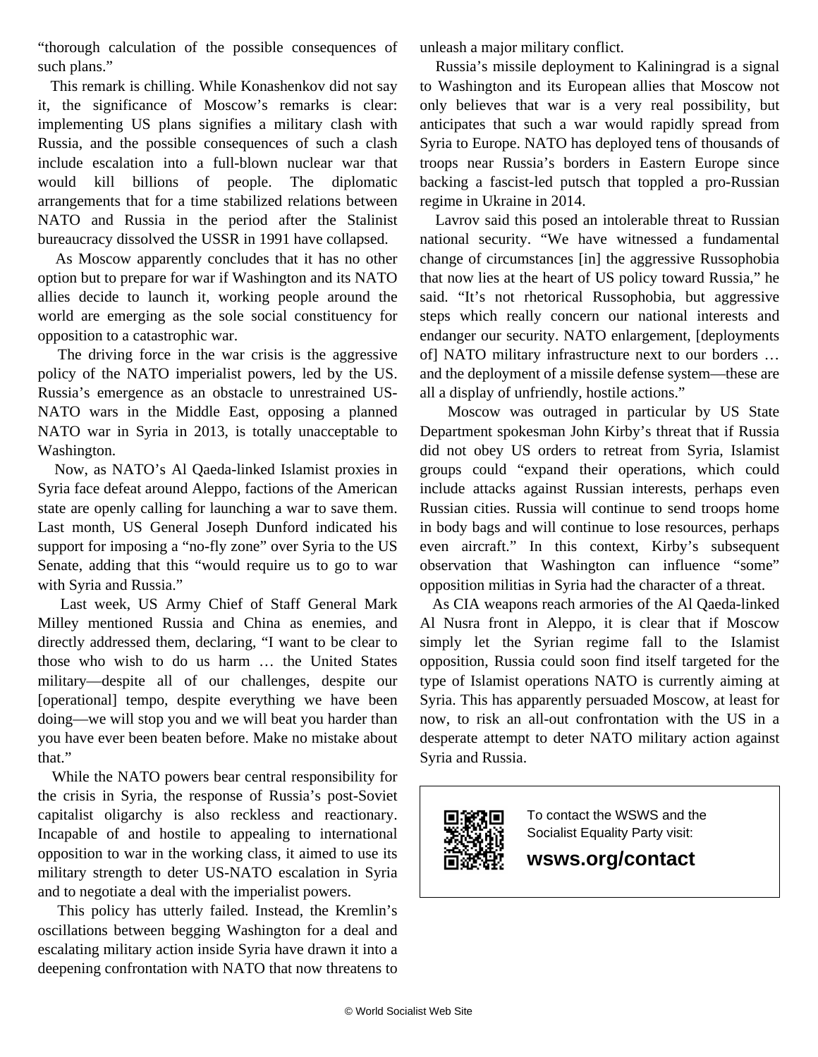"thorough calculation of the possible consequences of such plans."

This remark is chilling. While Konashenkov did not say it, the significance of Moscow's remarks is clear: implementing US plans signifies a military clash with Russia, and the possible consequences of such a clash include escalation into a full-blown nuclear war that would kill billions of people. The diplomatic arrangements that for a time stabilized relations between NATO and Russia in the period after the Stalinist bureaucracy dissolved the USSR in 1991 have collapsed.

As Moscow apparently concludes that it has no other option but to prepare for war if Washington and its NATO allies decide to launch it, working people around the world are emerging as the sole social constituency for opposition to a catastrophic war.

The driving force in the war crisis is the aggressive policy of the NATO imperialist powers, led by the US. Russia's emergence as an obstacle to unrestrained US-NATO wars in the Middle East, opposing a planned NATO war in Syria in 2013, is totally unacceptable to Washington.

Now, as NATO's Al Qaeda-linked Islamist proxies in Syria face defeat around Aleppo, factions of the American state are openly calling for launching a war to save them. Last month, US General Joseph Dunford indicated his support for imposing a "no-fly zone" over Syria to the US Senate, adding that this "would require us to go to war with Syria and Russia."

Last week, US Army Chief of Staff General Mark Milley mentioned Russia and China as enemies, and directly addressed them, declaring, "I want to be clear to those who wish to do us harm … the United States military—despite all of our challenges, despite our [operational] tempo, despite everything we have been doing—we will stop you and we will beat you harder than you have ever been beaten before. Make no mistake about that."

While the NATO powers bear central responsibility for the crisis in Syria, the response of Russia's post-Soviet capitalist oligarchy is also reckless and reactionary. Incapable of and hostile to appealing to international opposition to war in the working class, it aimed to use its military strength to deter US-NATO escalation in Syria and to negotiate a deal with the imperialist powers.

This policy has utterly failed. Instead, the Kremlin's oscillations between begging Washington for a deal and escalating military action inside Syria have drawn it into a deepening confrontation with NATO that now threatens to unleash a major military conflict.

Russia's missile deployment to Kaliningrad is a signal to Washington and its European allies that Moscow not only believes that war is a very real possibility, but anticipates that such a war would rapidly spread from Syria to Europe. NATO has deployed tens of thousands of troops near Russia's borders in Eastern Europe since backing a fascist-led putsch that toppled a pro-Russian regime in Ukraine in 2014.

Lavrov said this posed an intolerable threat to Russian national security. "We have witnessed a fundamental change of circumstances [in] the aggressive Russophobia that now lies at the heart of US policy toward Russia," he said. "It's not rhetorical Russophobia, but aggressive steps which really concern our national interests and endanger our security. NATO enlargement, [deployments of] NATO military infrastructure next to our borders … and the deployment of a missile defense system—these are all a display of unfriendly, hostile actions."

Moscow was outraged in particular by US State Department spokesman John Kirby's threat that if Russia did not obey US orders to retreat from Syria, Islamist groups could "expand their operations, which could include attacks against Russian interests, perhaps even Russian cities. Russia will continue to send troops home in body bags and will continue to lose resources, perhaps even aircraft." In this context, Kirby's subsequent observation that Washington can influence "some" opposition militias in Syria had the character of a threat.

As CIA weapons reach armories of the Al Qaeda-linked Al Nusra front in Aleppo, it is clear that if Moscow simply let the Syrian regime fall to the Islamist opposition, Russia could soon find itself targeted for the type of Islamist operations NATO is currently aiming at Syria. This has apparently persuaded Moscow, at least for now, to risk an all-out confrontation with the US in a desperate attempt to deter NATO military action against Syria and Russia.

To contact the WSWS and the Socialist Equality Party visit:

**wsws.org/contact**